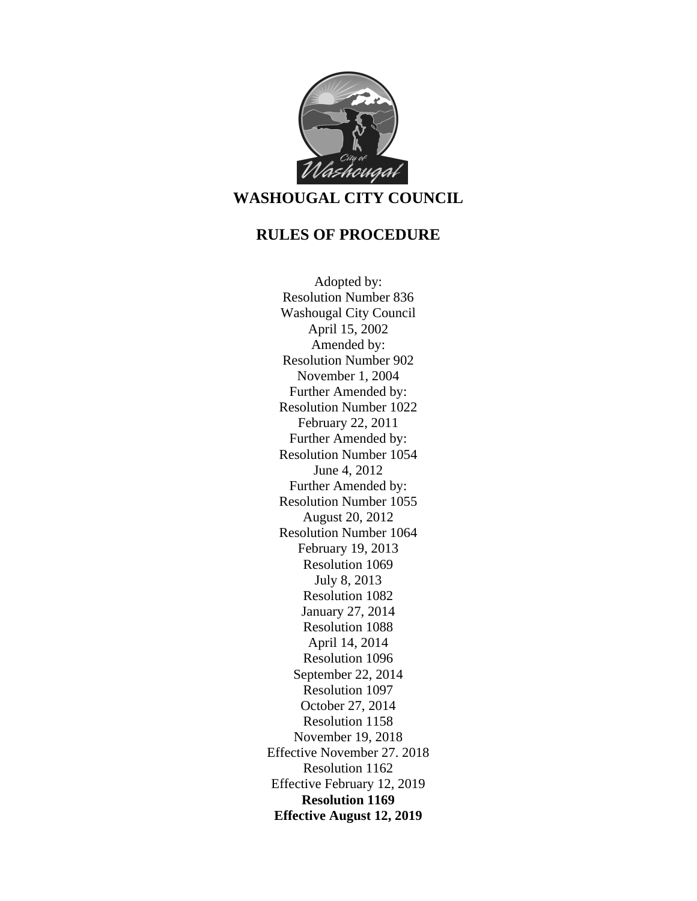# WASHOUGAL CITY COUNCIL

## RULES OF PROCEDURE

Adopted by:
Resolution Number 836
Washougal City Council
April 15, 2002
Amended by:
Resolution Number 902
November 1, 2004
Further Amended by:
Resolution Number 1022
February 22, 2011
Further Amended by:
Resolution Number 1054
June 4, 2012
Further Amended by:
Resolution Number 1055
August 20, 2012
Resolution Number 1064
February 19, 2013
Resolution 1069
July 8, 2013
Resolution 1082
January 27, 2014
Resolution 1088
April 14, 2014
Resolution 1096
September 22, 2014
Resolution 1097
October 27, 2014
Resolution 1158
November 19, 2018
Effective November 27. 2018
Resolution 1162
Effective February 12, 2019
**Resolution 1169**
**Effective August 12, 2019**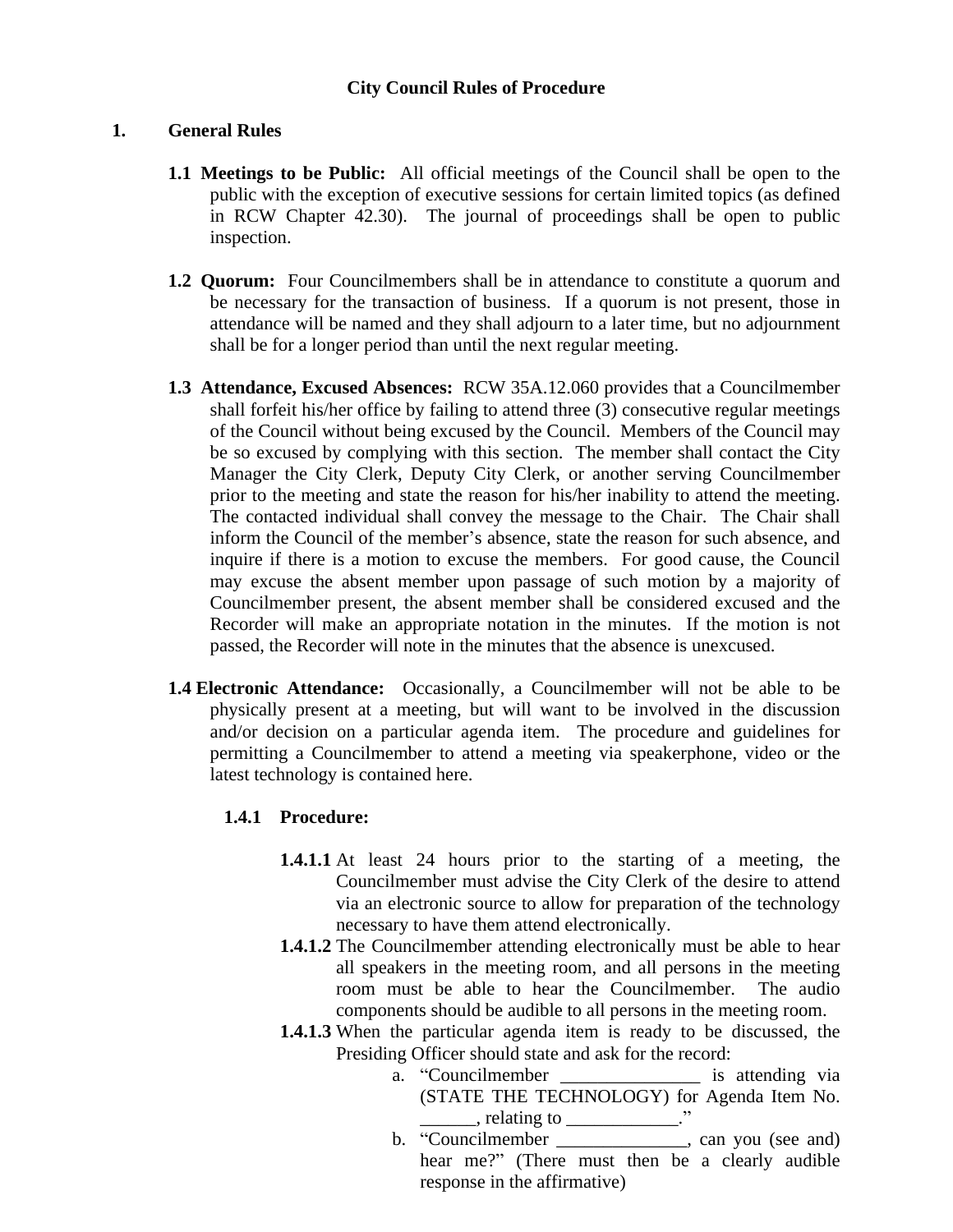**City Council Rules of Procedure**

## 1. General Rules

**1.1 Meetings to be Public:** All official meetings of the Council shall be open to the public with the exception of executive sessions for certain limited topics (as defined in RCW Chapter 42.30). The journal of proceedings shall be open to public inspection.

**1.2 Quorum:** Four Councilmembers shall be in attendance to constitute a quorum and be necessary for the transaction of business. If a quorum is not present, those in attendance will be named and they shall adjourn to a later time, but no adjournment shall be for a longer period than until the next regular meeting.

**1.3 Attendance, Excused Absences:** RCW 35A.12.060 provides that a Councilmember shall forfeit his/her office by failing to attend three (3) consecutive regular meetings of the Council without being excused by the Council. Members of the Council may be so excused by complying with this section. The member shall contact the City Manager the City Clerk, Deputy City Clerk, or another serving Councilmember prior to the meeting and state the reason for his/her inability to attend the meeting. The contacted individual shall convey the message to the Chair. The Chair shall inform the Council of the member's absence, state the reason for such absence, and inquire if there is a motion to excuse the members. For good cause, the Council may excuse the absent member upon passage of such motion by a majority of Councilmember present, the absent member shall be considered excused and the Recorder will make an appropriate notation in the minutes. If the motion is not passed, the Recorder will note in the minutes that the absence is unexcused.

**1.4 Electronic Attendance:** Occasionally, a Councilmember will not be able to be physically present at a meeting, but will want to be involved in the discussion and/or decision on a particular agenda item. The procedure and guidelines for permitting a Councilmember to attend a meeting via speakerphone, video or the latest technology is contained here.

**1.4.1 Procedure:**

**1.4.1.1** At least 24 hours prior to the starting of a meeting, the Councilmember must advise the City Clerk of the desire to attend via an electronic source to allow for preparation of the technology necessary to have them attend electronically.

**1.4.1.2** The Councilmember attending electronically must be able to hear all speakers in the meeting room, and all persons in the meeting room must be able to hear the Councilmember. The audio components should be audible to all persons in the meeting room.

**1.4.1.3** When the particular agenda item is ready to be discussed, the Presiding Officer should state and ask for the record:

a. "Councilmember _______________ is attending via (STATE THE TECHNOLOGY) for Agenda Item No. ______, relating to ____________."

b. "Councilmember ______________, can you (see and) hear me?" (There must then be a clearly audible response in the affirmative)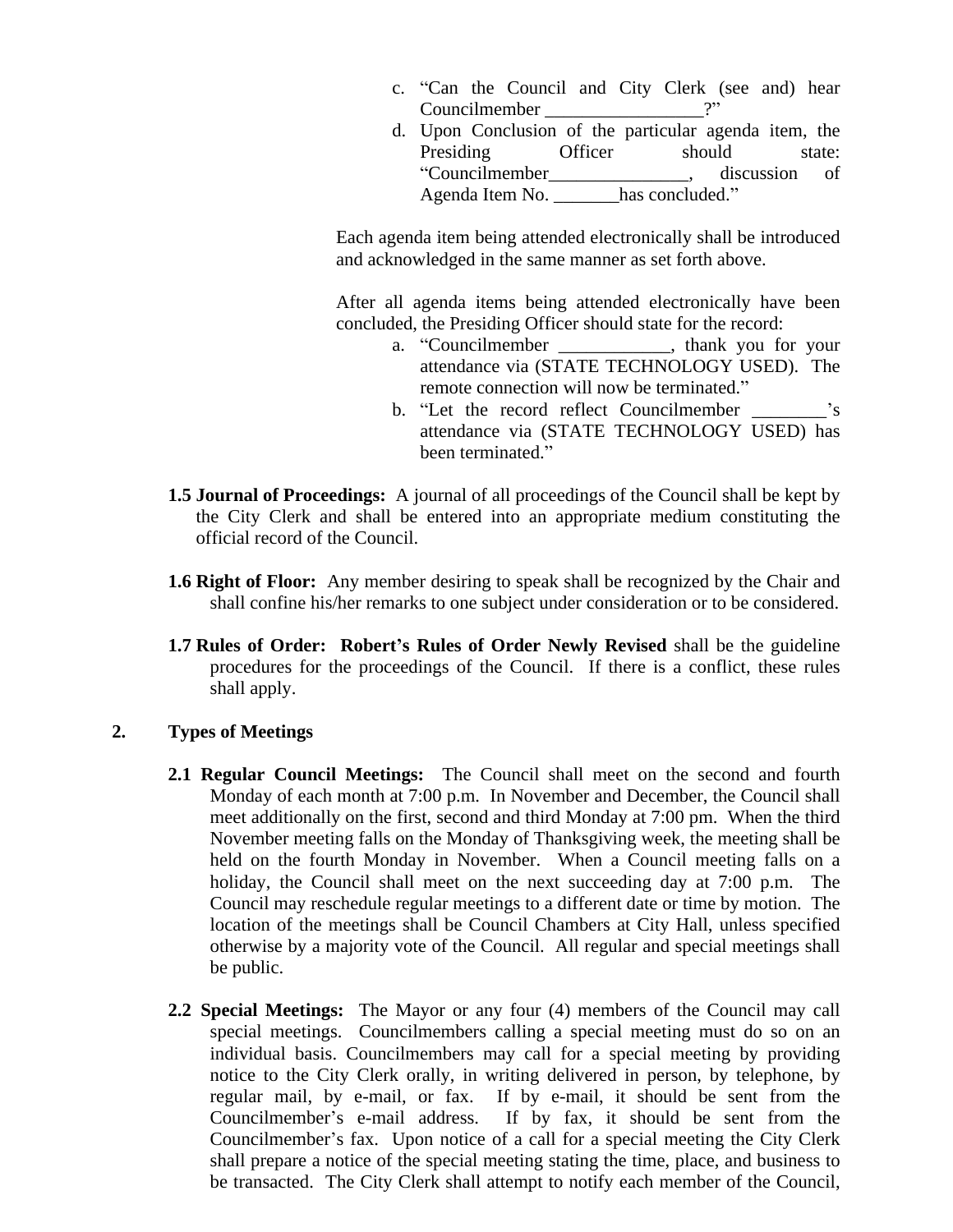c. "Can the Council and City Clerk (see and) hear Councilmember _________________?"
d. Upon Conclusion of the particular agenda item, the Presiding Officer should state: "Councilmember_______________, discussion of Agenda Item No. _______has concluded."

Each agenda item being attended electronically shall be introduced and acknowledged in the same manner as set forth above.

After all agenda items being attended electronically have been concluded, the Presiding Officer should state for the record:

a. "Councilmember ____________, thank you for your attendance via (STATE TECHNOLOGY USED). The remote connection will now be terminated."
b. "Let the record reflect Councilmember ________'s attendance via (STATE TECHNOLOGY USED) has been terminated."

**1.5 Journal of Proceedings:** A journal of all proceedings of the Council shall be kept by the City Clerk and shall be entered into an appropriate medium constituting the official record of the Council.

**1.6 Right of Floor:** Any member desiring to speak shall be recognized by the Chair and shall confine his/her remarks to one subject under consideration or to be considered.

**1.7 Rules of Order:** **Robert's Rules of Order Newly Revised** shall be the guideline procedures for the proceedings of the Council. If there is a conflict, these rules shall apply.

## 2. Types of Meetings

**2.1 Regular Council Meetings:** The Council shall meet on the second and fourth Monday of each month at 7:00 p.m. In November and December, the Council shall meet additionally on the first, second and third Monday at 7:00 pm. When the third November meeting falls on the Monday of Thanksgiving week, the meeting shall be held on the fourth Monday in November. When a Council meeting falls on a holiday, the Council shall meet on the next succeeding day at 7:00 p.m. The Council may reschedule regular meetings to a different date or time by motion. The location of the meetings shall be Council Chambers at City Hall, unless specified otherwise by a majority vote of the Council. All regular and special meetings shall be public.

**2.2 Special Meetings:** The Mayor or any four (4) members of the Council may call special meetings. Councilmembers calling a special meeting must do so on an individual basis. Councilmembers may call for a special meeting by providing notice to the City Clerk orally, in writing delivered in person, by telephone, by regular mail, by e-mail, or fax. If by e-mail, it should be sent from the Councilmember's e-mail address. If by fax, it should be sent from the Councilmember's fax. Upon notice of a call for a special meeting the City Clerk shall prepare a notice of the special meeting stating the time, place, and business to be transacted. The City Clerk shall attempt to notify each member of the Council,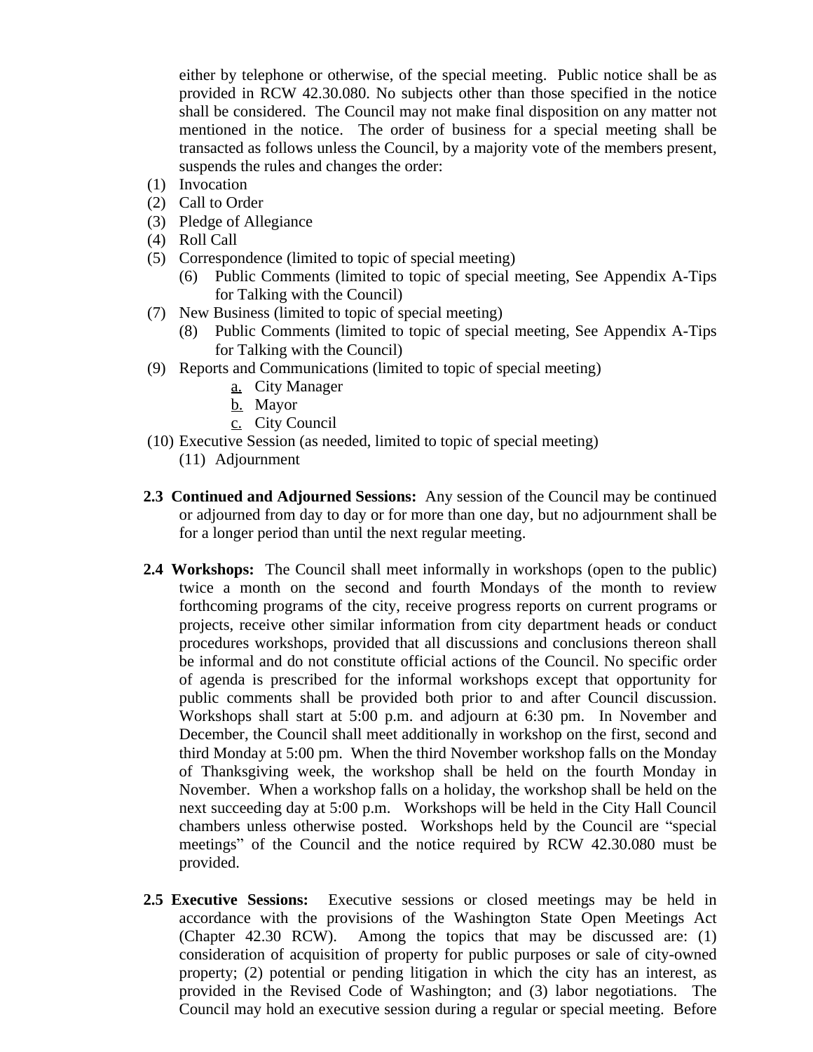either by telephone or otherwise, of the special meeting. Public notice shall be as provided in RCW 42.30.080. No subjects other than those specified in the notice shall be considered. The Council may not make final disposition on any matter not mentioned in the notice. The order of business for a special meeting shall be transacted as follows unless the Council, by a majority vote of the members present, suspends the rules and changes the order:

(1) Invocation
(2) Call to Order
(3) Pledge of Allegiance
(4) Roll Call
(5) Correspondence (limited to topic of special meeting)
    (6) Public Comments (limited to topic of special meeting, See Appendix A-Tips for Talking with the Council)
(7) New Business (limited to topic of special meeting)
    (8) Public Comments (limited to topic of special meeting, See Appendix A-Tips for Talking with the Council)
(9) Reports and Communications (limited to topic of special meeting)
    a. City Manager
    b. Mayor
    c. City Council
(10) Executive Session (as needed, limited to topic of special meeting)
    (11) Adjournment

**2.3 Continued and Adjourned Sessions:** Any session of the Council may be continued or adjourned from day to day or for more than one day, but no adjournment shall be for a longer period than until the next regular meeting.

**2.4 Workshops:** The Council shall meet informally in workshops (open to the public) twice a month on the second and fourth Mondays of the month to review forthcoming programs of the city, receive progress reports on current programs or projects, receive other similar information from city department heads or conduct procedures workshops, provided that all discussions and conclusions thereon shall be informal and do not constitute official actions of the Council. No specific order of agenda is prescribed for the informal workshops except that opportunity for public comments shall be provided both prior to and after Council discussion. Workshops shall start at 5:00 p.m. and adjourn at 6:30 pm. In November and December, the Council shall meet additionally in workshop on the first, second and third Monday at 5:00 pm. When the third November workshop falls on the Monday of Thanksgiving week, the workshop shall be held on the fourth Monday in November. When a workshop falls on a holiday, the workshop shall be held on the next succeeding day at 5:00 p.m. Workshops will be held in the City Hall Council chambers unless otherwise posted. Workshops held by the Council are "special meetings" of the Council and the notice required by RCW 42.30.080 must be provided.

**2.5 Executive Sessions:** Executive sessions or closed meetings may be held in accordance with the provisions of the Washington State Open Meetings Act (Chapter 42.30 RCW). Among the topics that may be discussed are: (1) consideration of acquisition of property for public purposes or sale of city-owned property; (2) potential or pending litigation in which the city has an interest, as provided in the Revised Code of Washington; and (3) labor negotiations. The Council may hold an executive session during a regular or special meeting. Before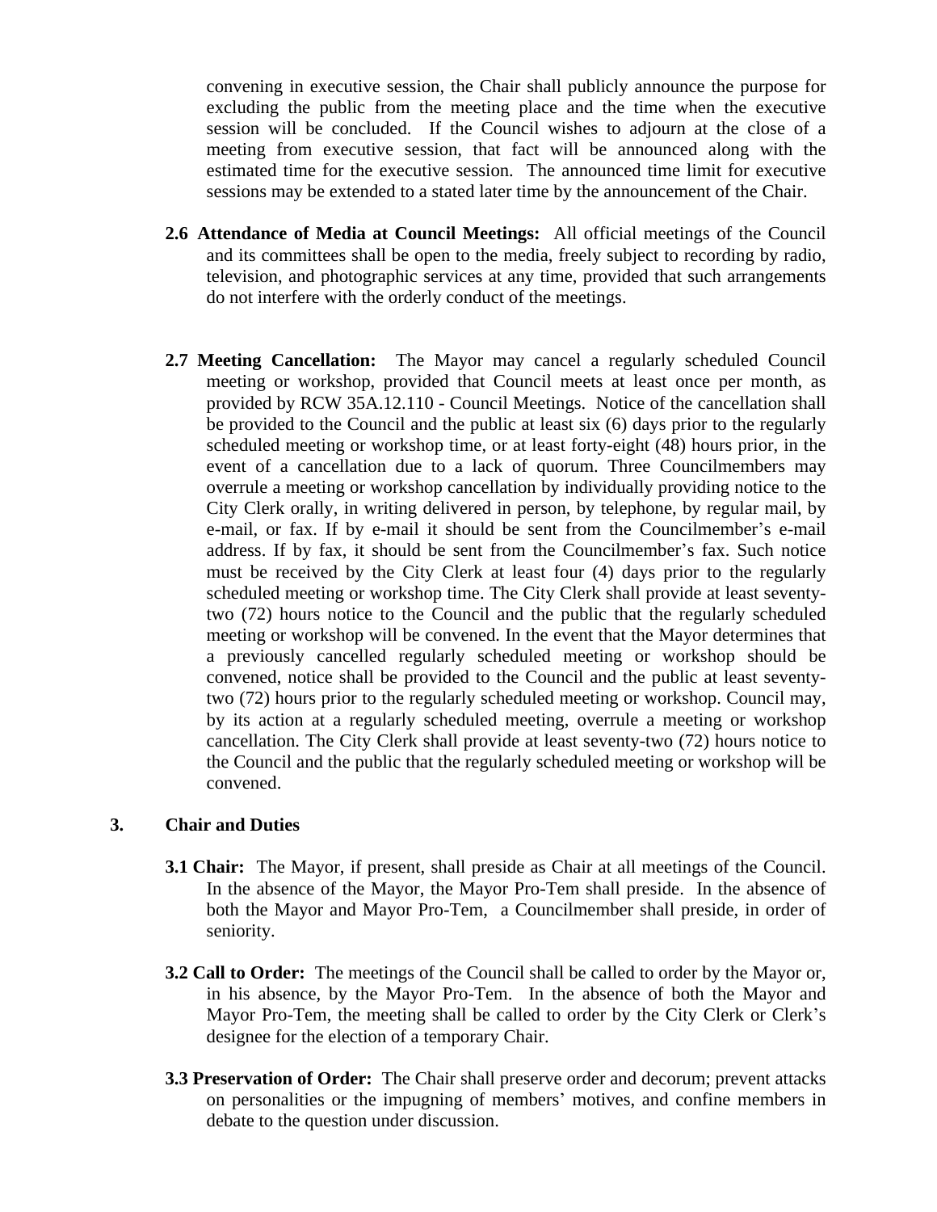convening in executive session, the Chair shall publicly announce the purpose for excluding the public from the meeting place and the time when the executive session will be concluded. If the Council wishes to adjourn at the close of a meeting from executive session, that fact will be announced along with the estimated time for the executive session. The announced time limit for executive sessions may be extended to a stated later time by the announcement of the Chair.

**2.6 Attendance of Media at Council Meetings:** All official meetings of the Council and its committees shall be open to the media, freely subject to recording by radio, television, and photographic services at any time, provided that such arrangements do not interfere with the orderly conduct of the meetings.

**2.7 Meeting Cancellation:** The Mayor may cancel a regularly scheduled Council meeting or workshop, provided that Council meets at least once per month, as provided by RCW 35A.12.110 - Council Meetings. Notice of the cancellation shall be provided to the Council and the public at least six (6) days prior to the regularly scheduled meeting or workshop time, or at least forty-eight (48) hours prior, in the event of a cancellation due to a lack of quorum. Three Councilmembers may overrule a meeting or workshop cancellation by individually providing notice to the City Clerk orally, in writing delivered in person, by telephone, by regular mail, by e-mail, or fax. If by e-mail it should be sent from the Councilmember's e-mail address. If by fax, it should be sent from the Councilmember's fax. Such notice must be received by the City Clerk at least four (4) days prior to the regularly scheduled meeting or workshop time. The City Clerk shall provide at least seventy-two (72) hours notice to the Council and the public that the regularly scheduled meeting or workshop will be convened. In the event that the Mayor determines that a previously cancelled regularly scheduled meeting or workshop should be convened, notice shall be provided to the Council and the public at least seventy-two (72) hours prior to the regularly scheduled meeting or workshop. Council may, by its action at a regularly scheduled meeting, overrule a meeting or workshop cancellation. The City Clerk shall provide at least seventy-two (72) hours notice to the Council and the public that the regularly scheduled meeting or workshop will be convened.

## 3. Chair and Duties

**3.1 Chair:** The Mayor, if present, shall preside as Chair at all meetings of the Council. In the absence of the Mayor, the Mayor Pro-Tem shall preside. In the absence of both the Mayor and Mayor Pro-Tem, a Councilmember shall preside, in order of seniority.

**3.2 Call to Order:** The meetings of the Council shall be called to order by the Mayor or, in his absence, by the Mayor Pro-Tem. In the absence of both the Mayor and Mayor Pro-Tem, the meeting shall be called to order by the City Clerk or Clerk's designee for the election of a temporary Chair.

**3.3 Preservation of Order:** The Chair shall preserve order and decorum; prevent attacks on personalities or the impugning of members' motives, and confine members in debate to the question under discussion.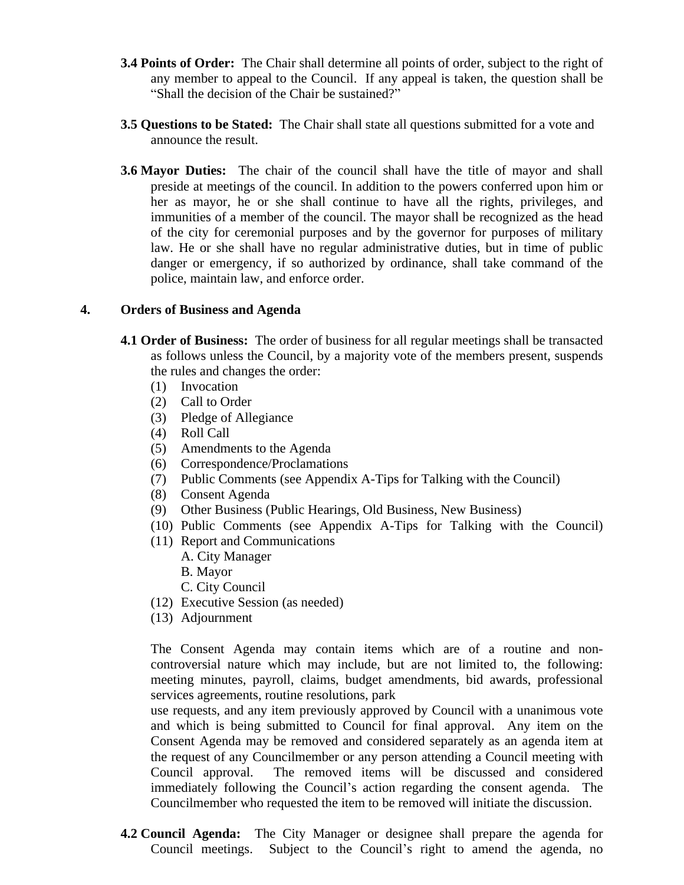**3.4 Points of Order:** The Chair shall determine all points of order, subject to the right of any member to appeal to the Council. If any appeal is taken, the question shall be "Shall the decision of the Chair be sustained?"

**3.5 Questions to be Stated:** The Chair shall state all questions submitted for a vote and announce the result.

**3.6 Mayor Duties:** The chair of the council shall have the title of mayor and shall preside at meetings of the council. In addition to the powers conferred upon him or her as mayor, he or she shall continue to have all the rights, privileges, and immunities of a member of the council. The mayor shall be recognized as the head of the city for ceremonial purposes and by the governor for purposes of military law. He or she shall have no regular administrative duties, but in time of public danger or emergency, if so authorized by ordinance, shall take command of the police, maintain law, and enforce order.

## 4. Orders of Business and Agenda

**4.1 Order of Business:** The order of business for all regular meetings shall be transacted as follows unless the Council, by a majority vote of the members present, suspends the rules and changes the order:

(1) Invocation
(2) Call to Order
(3) Pledge of Allegiance
(4) Roll Call
(5) Amendments to the Agenda
(6) Correspondence/Proclamations
(7) Public Comments (see Appendix A-Tips for Talking with the Council)
(8) Consent Agenda
(9) Other Business (Public Hearings, Old Business, New Business)
(10) Public Comments (see Appendix A-Tips for Talking with the Council)
(11) Report and Communications
  A. City Manager
  B. Mayor
  C. City Council
(12) Executive Session (as needed)
(13) Adjournment

The Consent Agenda may contain items which are of a routine and non-controversial nature which may include, but are not limited to, the following: meeting minutes, payroll, claims, budget amendments, bid awards, professional services agreements, routine resolutions, park use requests, and any item previously approved by Council with a unanimous vote and which is being submitted to Council for final approval. Any item on the Consent Agenda may be removed and considered separately as an agenda item at the request of any Councilmember or any person attending a Council meeting with Council approval. The removed items will be discussed and considered immediately following the Council's action regarding the consent agenda. The Councilmember who requested the item to be removed will initiate the discussion.

**4.2 Council Agenda:** The City Manager or designee shall prepare the agenda for Council meetings. Subject to the Council's right to amend the agenda, no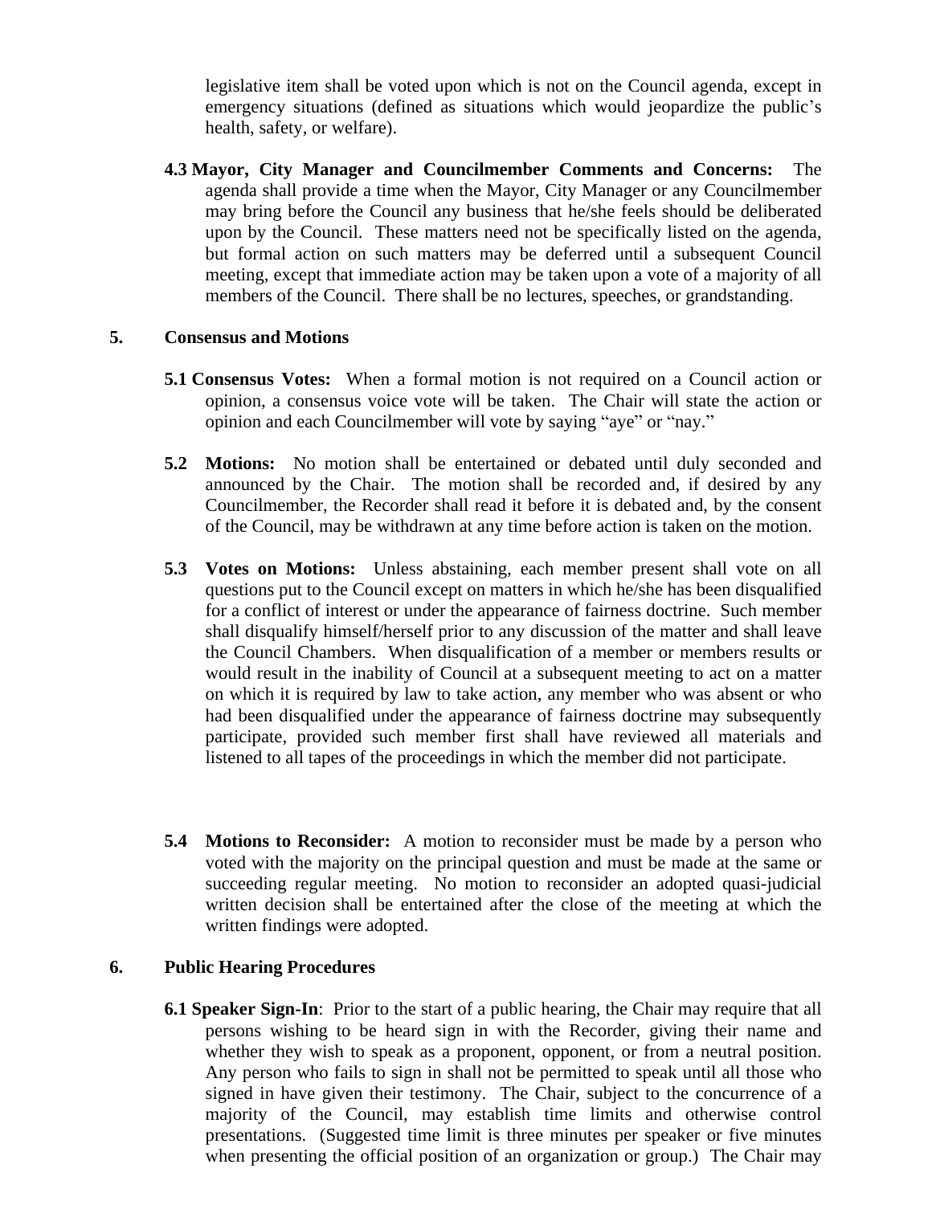legislative item shall be voted upon which is not on the Council agenda, except in emergency situations (defined as situations which would jeopardize the public's health, safety, or welfare).

**4.3 Mayor, City Manager and Councilmember Comments and Concerns:** The agenda shall provide a time when the Mayor, City Manager or any Councilmember may bring before the Council any business that he/she feels should be deliberated upon by the Council. These matters need not be specifically listed on the agenda, but formal action on such matters may be deferred until a subsequent Council meeting, except that immediate action may be taken upon a vote of a majority of all members of the Council. There shall be no lectures, speeches, or grandstanding.

## 5. Consensus and Motions

**5.1 Consensus Votes:** When a formal motion is not required on a Council action or opinion, a consensus voice vote will be taken. The Chair will state the action or opinion and each Councilmember will vote by saying "aye" or "nay."

**5.2 Motions:** No motion shall be entertained or debated until duly seconded and announced by the Chair. The motion shall be recorded and, if desired by any Councilmember, the Recorder shall read it before it is debated and, by the consent of the Council, may be withdrawn at any time before action is taken on the motion.

**5.3 Votes on Motions:** Unless abstaining, each member present shall vote on all questions put to the Council except on matters in which he/she has been disqualified for a conflict of interest or under the appearance of fairness doctrine. Such member shall disqualify himself/herself prior to any discussion of the matter and shall leave the Council Chambers. When disqualification of a member or members results or would result in the inability of Council at a subsequent meeting to act on a matter on which it is required by law to take action, any member who was absent or who had been disqualified under the appearance of fairness doctrine may subsequently participate, provided such member first shall have reviewed all materials and listened to all tapes of the proceedings in which the member did not participate.

**5.4 Motions to Reconsider:** A motion to reconsider must be made by a person who voted with the majority on the principal question and must be made at the same or succeeding regular meeting. No motion to reconsider an adopted quasi-judicial written decision shall be entertained after the close of the meeting at which the written findings were adopted.

## 6. Public Hearing Procedures

**6.1 Speaker Sign-In**: Prior to the start of a public hearing, the Chair may require that all persons wishing to be heard sign in with the Recorder, giving their name and whether they wish to speak as a proponent, opponent, or from a neutral position. Any person who fails to sign in shall not be permitted to speak until all those who signed in have given their testimony. The Chair, subject to the concurrence of a majority of the Council, may establish time limits and otherwise control presentations. (Suggested time limit is three minutes per speaker or five minutes when presenting the official position of an organization or group.) The Chair may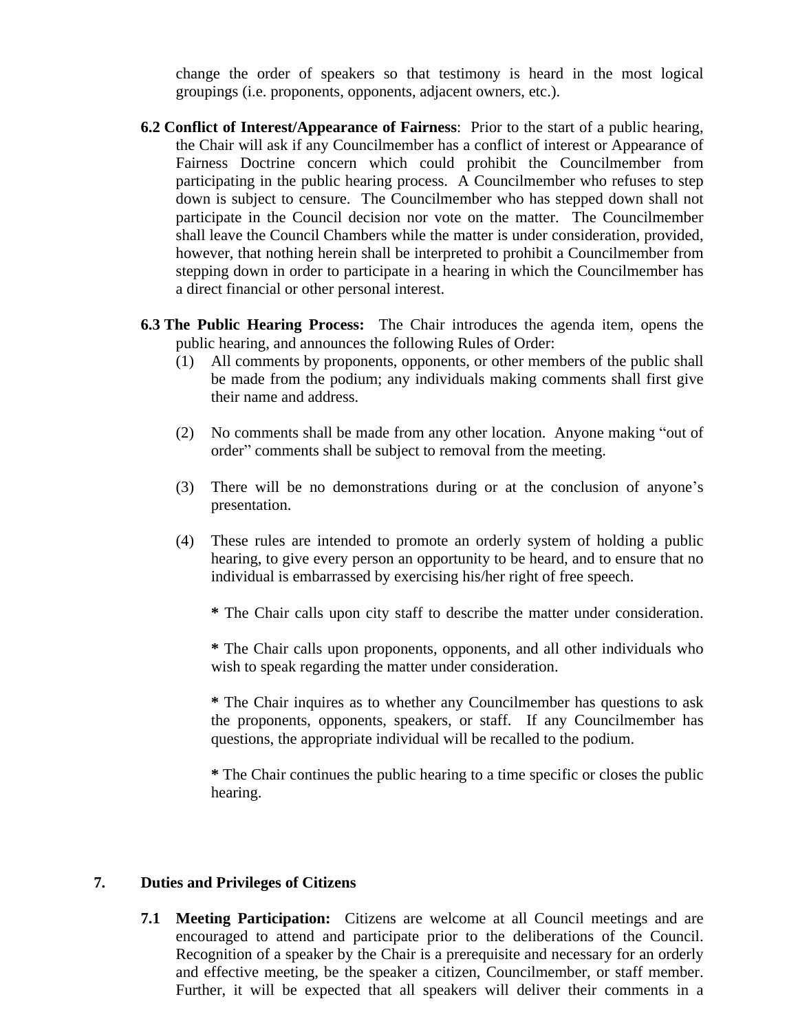change the order of speakers so that testimony is heard in the most logical groupings (i.e. proponents, opponents, adjacent owners, etc.).

**6.2 Conflict of Interest/Appearance of Fairness**: Prior to the start of a public hearing, the Chair will ask if any Councilmember has a conflict of interest or Appearance of Fairness Doctrine concern which could prohibit the Councilmember from participating in the public hearing process. A Councilmember who refuses to step down is subject to censure. The Councilmember who has stepped down shall not participate in the Council decision nor vote on the matter. The Councilmember shall leave the Council Chambers while the matter is under consideration, provided, however, that nothing herein shall be interpreted to prohibit a Councilmember from stepping down in order to participate in a hearing in which the Councilmember has a direct financial or other personal interest.

**6.3 The Public Hearing Process:** The Chair introduces the agenda item, opens the public hearing, and announces the following Rules of Order:

(1) All comments by proponents, opponents, or other members of the public shall be made from the podium; any individuals making comments shall first give their name and address.

(2) No comments shall be made from any other location. Anyone making "out of order" comments shall be subject to removal from the meeting.

(3) There will be no demonstrations during or at the conclusion of anyone's presentation.

(4) These rules are intended to promote an orderly system of holding a public hearing, to give every person an opportunity to be heard, and to ensure that no individual is embarrassed by exercising his/her right of free speech.

**\*** The Chair calls upon city staff to describe the matter under consideration.

**\*** The Chair calls upon proponents, opponents, and all other individuals who wish to speak regarding the matter under consideration.

**\*** The Chair inquires as to whether any Councilmember has questions to ask the proponents, opponents, speakers, or staff. If any Councilmember has questions, the appropriate individual will be recalled to the podium.

**\*** The Chair continues the public hearing to a time specific or closes the public hearing.

## 7. Duties and Privileges of Citizens

**7.1 Meeting Participation:** Citizens are welcome at all Council meetings and are encouraged to attend and participate prior to the deliberations of the Council. Recognition of a speaker by the Chair is a prerequisite and necessary for an orderly and effective meeting, be the speaker a citizen, Councilmember, or staff member. Further, it will be expected that all speakers will deliver their comments in a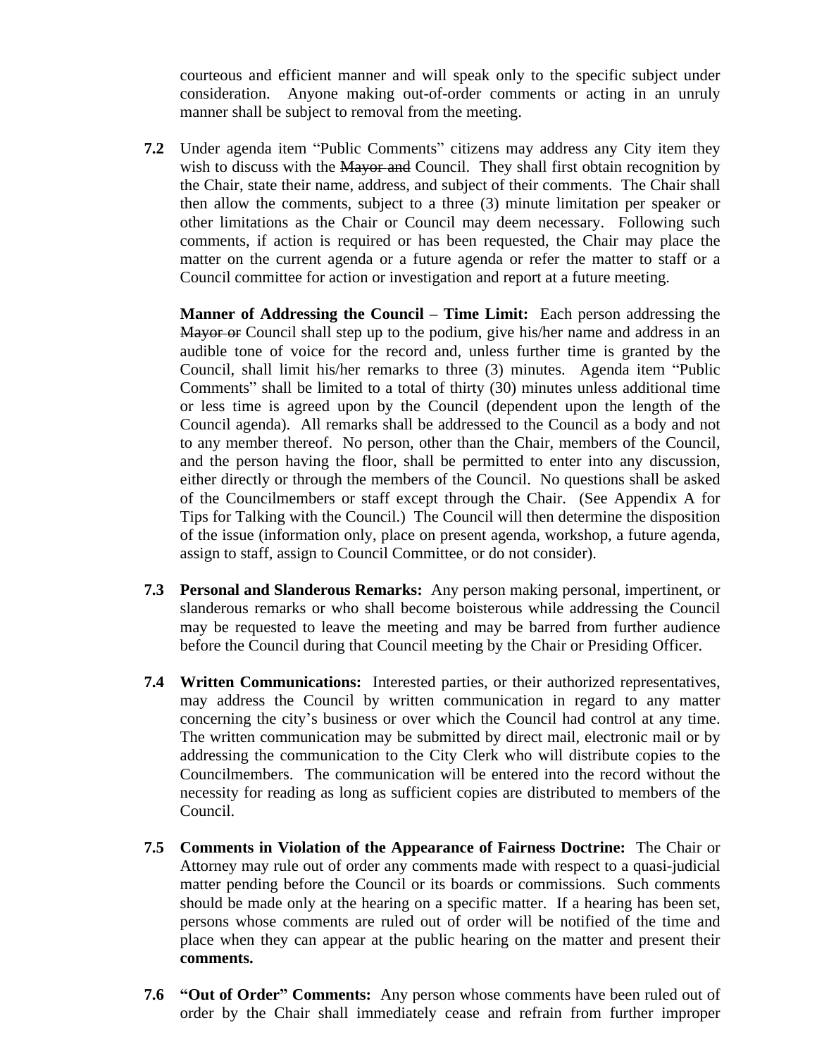courteous and efficient manner and will speak only to the specific subject under consideration. Anyone making out-of-order comments or acting in an unruly manner shall be subject to removal from the meeting.

**7.2** Under agenda item "Public Comments" citizens may address any City item they wish to discuss with the ~~Mayor and~~ Council. They shall first obtain recognition by the Chair, state their name, address, and subject of their comments. The Chair shall then allow the comments, subject to a three (3) minute limitation per speaker or other limitations as the Chair or Council may deem necessary. Following such comments, if action is required or has been requested, the Chair may place the matter on the current agenda or a future agenda or refer the matter to staff or a Council committee for action or investigation and report at a future meeting.

**Manner of Addressing the Council – Time Limit:** Each person addressing the ~~Mayor or~~ Council shall step up to the podium, give his/her name and address in an audible tone of voice for the record and, unless further time is granted by the Council, shall limit his/her remarks to three (3) minutes. Agenda item "Public Comments" shall be limited to a total of thirty (30) minutes unless additional time or less time is agreed upon by the Council (dependent upon the length of the Council agenda). All remarks shall be addressed to the Council as a body and not to any member thereof. No person, other than the Chair, members of the Council, and the person having the floor, shall be permitted to enter into any discussion, either directly or through the members of the Council. No questions shall be asked of the Councilmembers or staff except through the Chair. (See Appendix A for Tips for Talking with the Council.) The Council will then determine the disposition of the issue (information only, place on present agenda, workshop, a future agenda, assign to staff, assign to Council Committee, or do not consider).

**7.3** **Personal and Slanderous Remarks:** Any person making personal, impertinent, or slanderous remarks or who shall become boisterous while addressing the Council may be requested to leave the meeting and may be barred from further audience before the Council during that Council meeting by the Chair or Presiding Officer.

**7.4** **Written Communications:** Interested parties, or their authorized representatives, may address the Council by written communication in regard to any matter concerning the city's business or over which the Council had control at any time. The written communication may be submitted by direct mail, electronic mail or by addressing the communication to the City Clerk who will distribute copies to the Councilmembers. The communication will be entered into the record without the necessity for reading as long as sufficient copies are distributed to members of the Council.

**7.5** **Comments in Violation of the Appearance of Fairness Doctrine:** The Chair or Attorney may rule out of order any comments made with respect to a quasi-judicial matter pending before the Council or its boards or commissions. Such comments should be made only at the hearing on a specific matter. If a hearing has been set, persons whose comments are ruled out of order will be notified of the time and place when they can appear at the public hearing on the matter and present their **comments.**

**7.6** **"Out of Order" Comments:** Any person whose comments have been ruled out of order by the Chair shall immediately cease and refrain from further improper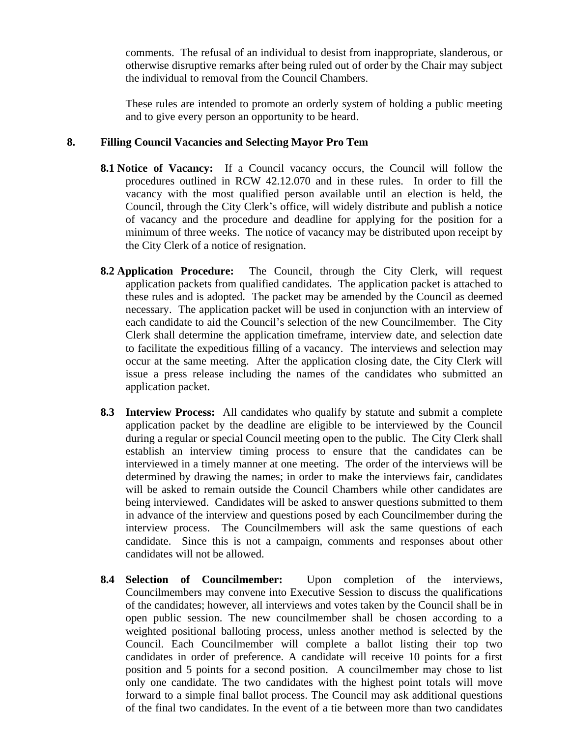comments. The refusal of an individual to desist from inappropriate, slanderous, or otherwise disruptive remarks after being ruled out of order by the Chair may subject the individual to removal from the Council Chambers.

These rules are intended to promote an orderly system of holding a public meeting and to give every person an opportunity to be heard.

## 8. Filling Council Vacancies and Selecting Mayor Pro Tem

**8.1 Notice of Vacancy:** If a Council vacancy occurs, the Council will follow the procedures outlined in RCW 42.12.070 and in these rules. In order to fill the vacancy with the most qualified person available until an election is held, the Council, through the City Clerk's office, will widely distribute and publish a notice of vacancy and the procedure and deadline for applying for the position for a minimum of three weeks. The notice of vacancy may be distributed upon receipt by the City Clerk of a notice of resignation.

**8.2 Application Procedure:** The Council, through the City Clerk, will request application packets from qualified candidates. The application packet is attached to these rules and is adopted. The packet may be amended by the Council as deemed necessary. The application packet will be used in conjunction with an interview of each candidate to aid the Council's selection of the new Councilmember. The City Clerk shall determine the application timeframe, interview date, and selection date to facilitate the expeditious filling of a vacancy. The interviews and selection may occur at the same meeting. After the application closing date, the City Clerk will issue a press release including the names of the candidates who submitted an application packet.

**8.3 Interview Process:** All candidates who qualify by statute and submit a complete application packet by the deadline are eligible to be interviewed by the Council during a regular or special Council meeting open to the public. The City Clerk shall establish an interview timing process to ensure that the candidates can be interviewed in a timely manner at one meeting. The order of the interviews will be determined by drawing the names; in order to make the interviews fair, candidates will be asked to remain outside the Council Chambers while other candidates are being interviewed. Candidates will be asked to answer questions submitted to them in advance of the interview and questions posed by each Councilmember during the interview process. The Councilmembers will ask the same questions of each candidate. Since this is not a campaign, comments and responses about other candidates will not be allowed.

**8.4 Selection of Councilmember:** Upon completion of the interviews, Councilmembers may convene into Executive Session to discuss the qualifications of the candidates; however, all interviews and votes taken by the Council shall be in open public session. The new councilmember shall be chosen according to a weighted positional balloting process, unless another method is selected by the Council. Each Councilmember will complete a ballot listing their top two candidates in order of preference. A candidate will receive 10 points for a first position and 5 points for a second position. A councilmember may chose to list only one candidate. The two candidates with the highest point totals will move forward to a simple final ballot process. The Council may ask additional questions of the final two candidates. In the event of a tie between more than two candidates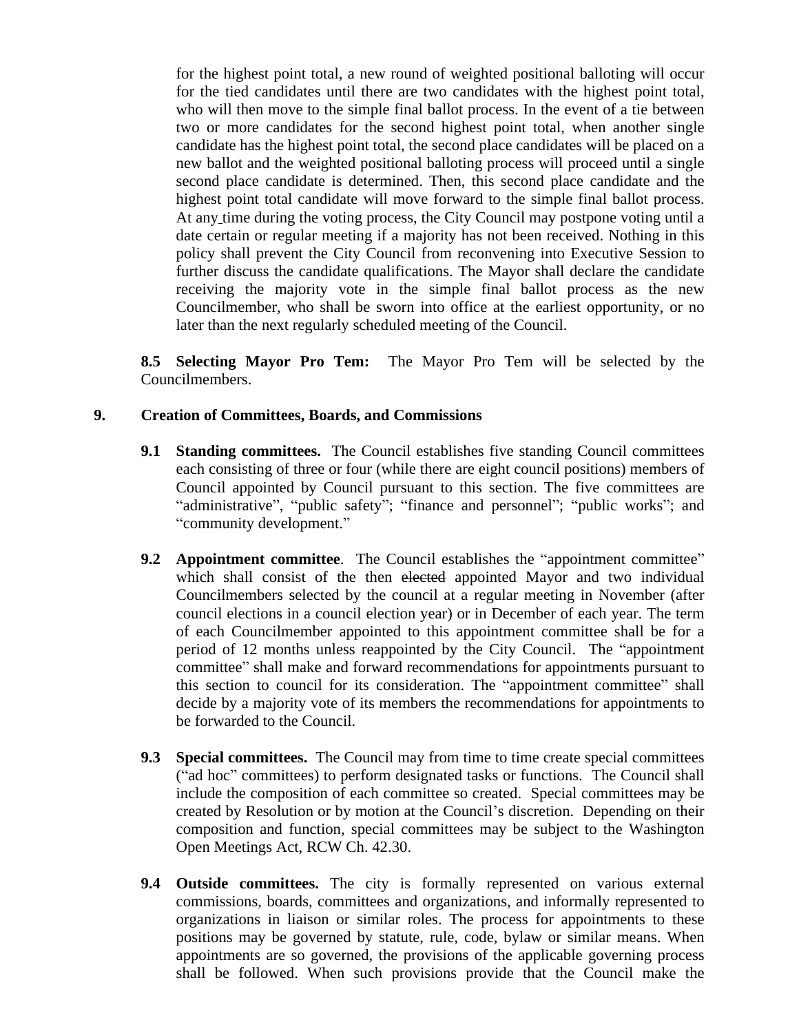for the highest point total, a new round of weighted positional balloting will occur for the tied candidates until there are two candidates with the highest point total, who will then move to the simple final ballot process. In the event of a tie between two or more candidates for the second highest point total, when another single candidate has the highest point total, the second place candidates will be placed on a new ballot and the weighted positional balloting process will proceed until a single second place candidate is determined. Then, this second place candidate and the highest point total candidate will move forward to the simple final ballot process. At any time during the voting process, the City Council may postpone voting until a date certain or regular meeting if a majority has not been received. Nothing in this policy shall prevent the City Council from reconvening into Executive Session to further discuss the candidate qualifications. The Mayor shall declare the candidate receiving the majority vote in the simple final ballot process as the new Councilmember, who shall be sworn into office at the earliest opportunity, or no later than the next regularly scheduled meeting of the Council.

**8.5 Selecting Mayor Pro Tem:** The Mayor Pro Tem will be selected by the Councilmembers.

**9. Creation of Committees, Boards, and Commissions**

**9.1 Standing committees.** The Council establishes five standing Council committees each consisting of three or four (while there are eight council positions) members of Council appointed by Council pursuant to this section. The five committees are "administrative", "public safety"; "finance and personnel"; "public works"; and "community development."

**9.2 Appointment committee**. The Council establishes the "appointment committee" which shall consist of the then ~~elected~~ appointed Mayor and two individual Councilmembers selected by the council at a regular meeting in November (after council elections in a council election year) or in December of each year. The term of each Councilmember appointed to this appointment committee shall be for a period of 12 months unless reappointed by the City Council. The "appointment committee" shall make and forward recommendations for appointments pursuant to this section to council for its consideration. The "appointment committee" shall decide by a majority vote of its members the recommendations for appointments to be forwarded to the Council.

**9.3 Special committees.** The Council may from time to time create special committees ("ad hoc" committees) to perform designated tasks or functions. The Council shall include the composition of each committee so created. Special committees may be created by Resolution or by motion at the Council's discretion. Depending on their composition and function, special committees may be subject to the Washington Open Meetings Act, RCW Ch. 42.30.

**9.4 Outside committees.** The city is formally represented on various external commissions, boards, committees and organizations, and informally represented to organizations in liaison or similar roles. The process for appointments to these positions may be governed by statute, rule, code, bylaw or similar means. When appointments are so governed, the provisions of the applicable governing process shall be followed. When such provisions provide that the Council make the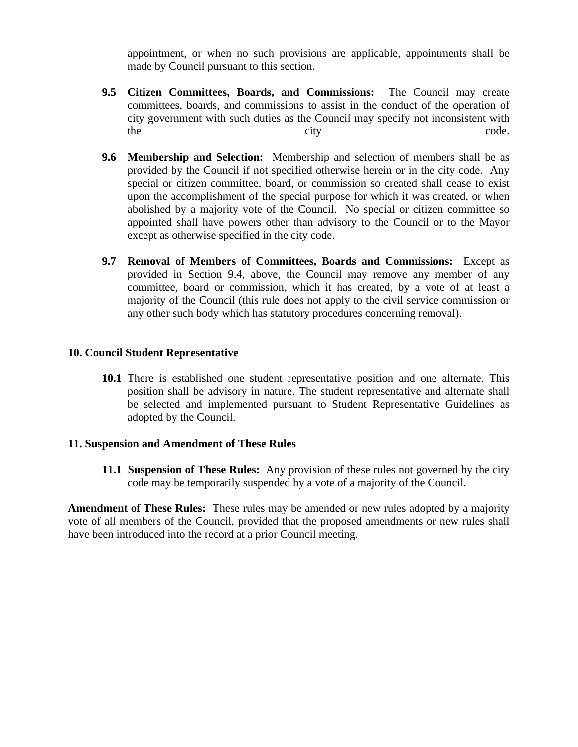appointment, or when no such provisions are applicable, appointments shall be made by Council pursuant to this section.

**9.5 Citizen Committees, Boards, and Commissions:** The Council may create committees, boards, and commissions to assist in the conduct of the operation of city government with such duties as the Council may specify not inconsistent with the city code.

**9.6 Membership and Selection:** Membership and selection of members shall be as provided by the Council if not specified otherwise herein or in the city code. Any special or citizen committee, board, or commission so created shall cease to exist upon the accomplishment of the special purpose for which it was created, or when abolished by a majority vote of the Council. No special or citizen committee so appointed shall have powers other than advisory to the Council or to the Mayor except as otherwise specified in the city code.

**9.7 Removal of Members of Committees, Boards and Commissions:** Except as provided in Section 9.4, above, the Council may remove any member of any committee, board or commission, which it has created, by a vote of at least a majority of the Council (this rule does not apply to the civil service commission or any other such body which has statutory procedures concerning removal).

## 10. Council Student Representative

**10.1** There is established one student representative position and one alternate. This position shall be advisory in nature. The student representative and alternate shall be selected and implemented pursuant to Student Representative Guidelines as adopted by the Council.

## 11. Suspension and Amendment of These Rules

**11.1 Suspension of These Rules:** Any provision of these rules not governed by the city code may be temporarily suspended by a vote of a majority of the Council.

**Amendment of These Rules:** These rules may be amended or new rules adopted by a majority vote of all members of the Council, provided that the proposed amendments or new rules shall have been introduced into the record at a prior Council meeting.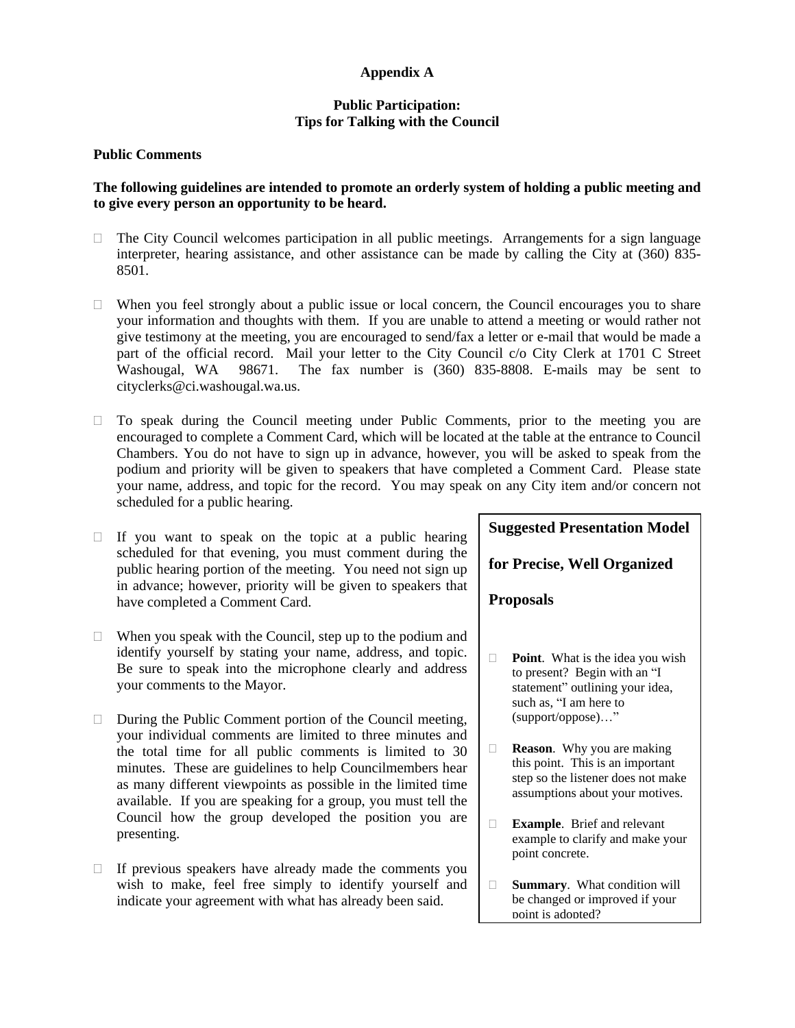# Appendix A

## Public Participation:
## Tips for Talking with the Council

### Public Comments

**The following guidelines are intended to promote an orderly system of holding a public meeting and to give every person an opportunity to be heard.**

- The City Council welcomes participation in all public meetings. Arrangements for a sign language interpreter, hearing assistance, and other assistance can be made by calling the City at (360) 835-8501.

- When you feel strongly about a public issue or local concern, the Council encourages you to share your information and thoughts with them. If you are unable to attend a meeting or would rather not give testimony at the meeting, you are encouraged to send/fax a letter or e-mail that would be made a part of the official record. Mail your letter to the City Council c/o City Clerk at 1701 C Street Washougal, WA 98671. The fax number is (360) 835-8808. E-mails may be sent to cityclerks@ci.washougal.wa.us.

- To speak during the Council meeting under Public Comments, prior to the meeting you are encouraged to complete a Comment Card, which will be located at the table at the entrance to Council Chambers. You do not have to sign up in advance, however, you will be asked to speak from the podium and priority will be given to speakers that have completed a Comment Card. Please state your name, address, and topic for the record. You may speak on any City item and/or concern not scheduled for a public hearing.

- If you want to speak on the topic at a public hearing scheduled for that evening, you must comment during the public hearing portion of the meeting. You need not sign up in advance; however, priority will be given to speakers that have completed a Comment Card.

- When you speak with the Council, step up to the podium and identify yourself by stating your name, address, and topic. Be sure to speak into the microphone clearly and address your comments to the Mayor.

- During the Public Comment portion of the Council meeting, your individual comments are limited to three minutes and the total time for all public comments is limited to 30 minutes. These are guidelines to help Councilmembers hear as many different viewpoints as possible in the limited time available. If you are speaking for a group, you must tell the Council how the group developed the position you are presenting.

- If previous speakers have already made the comments you wish to make, feel free simply to identify yourself and indicate your agreement with what has already been said.

**Suggested Presentation Model for Precise, Well Organized Proposals**

- **Point**. What is the idea you wish to present? Begin with an "I statement" outlining your idea, such as, "I am here to (support/oppose)…"

- **Reason**. Why you are making this point. This is an important step so the listener does not make assumptions about your motives.

- **Example**. Brief and relevant example to clarify and make your point concrete.

- **Summary**. What condition will be changed or improved if your point is adopted?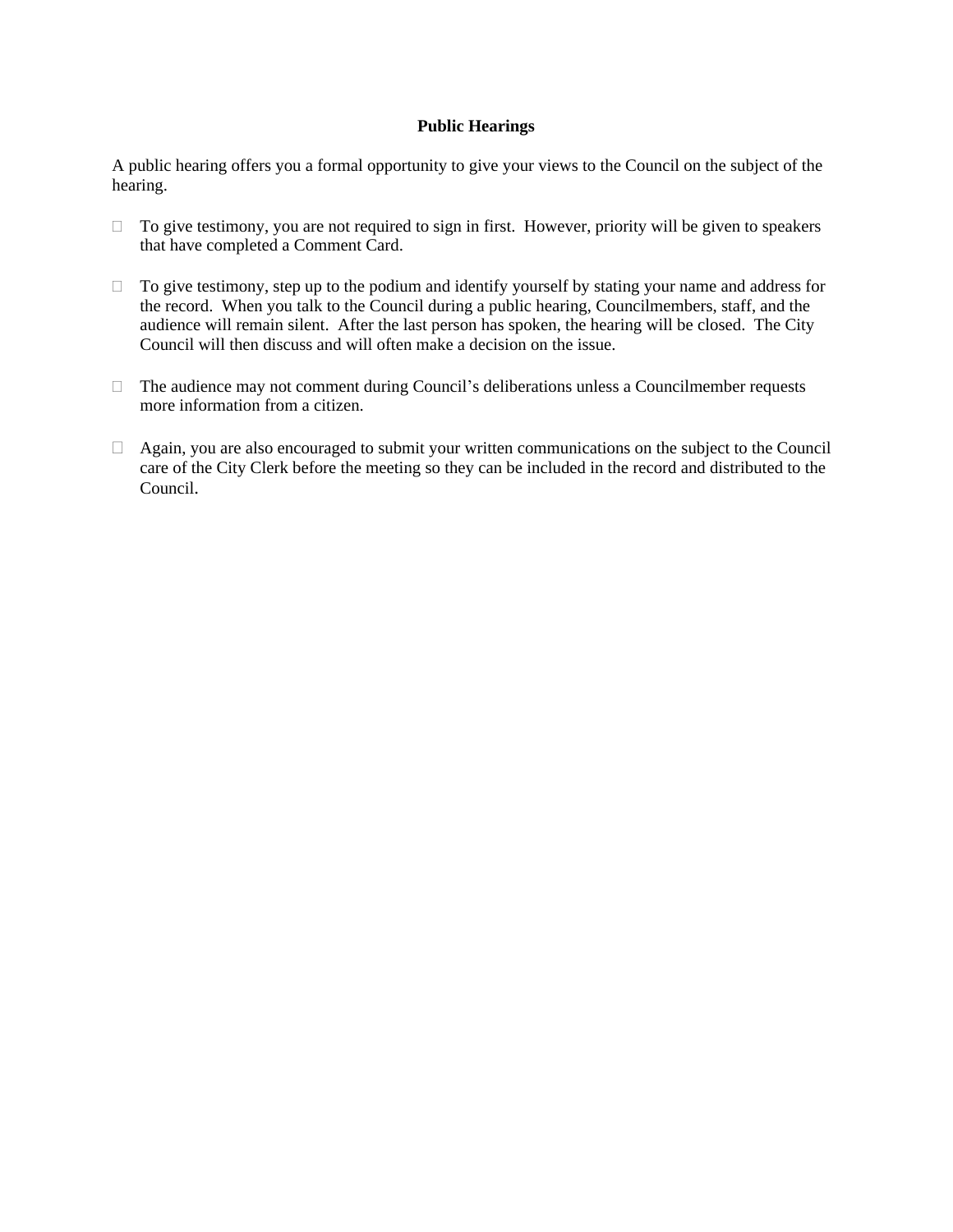## Public Hearings

A public hearing offers you a formal opportunity to give your views to the Council on the subject of the hearing.

- To give testimony, you are not required to sign in first. However, priority will be given to speakers that have completed a Comment Card.

- To give testimony, step up to the podium and identify yourself by stating your name and address for the record. When you talk to the Council during a public hearing, Councilmembers, staff, and the audience will remain silent. After the last person has spoken, the hearing will be closed. The City Council will then discuss and will often make a decision on the issue.

- The audience may not comment during Council's deliberations unless a Councilmember requests more information from a citizen.

- Again, you are also encouraged to submit your written communications on the subject to the Council care of the City Clerk before the meeting so they can be included in the record and distributed to the Council.